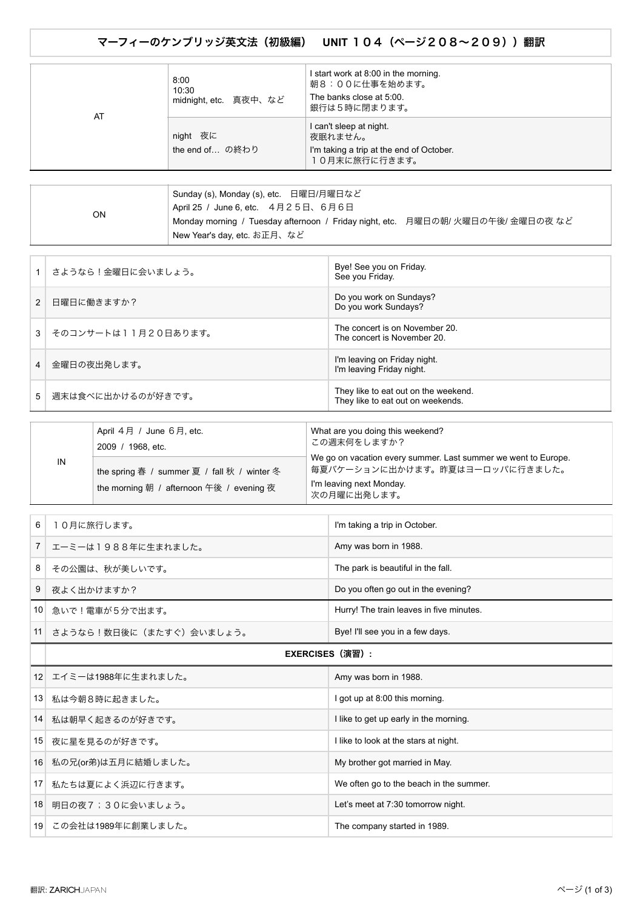# マーフィーのケンブリッジ英文法（初級編）　UNIT １０４（ページ２０８〜２０９））翻訳

| | | |
|---|---|---|
| AT | 8:00<br>10:30<br>midnight, etc.　真夜中、など | I start work at 8:00 in the morning.<br>朝８：００に仕事を始めます。<br>The banks close at 5:00.<br>銀行は５時に閉まります。 |
| | night　夜に<br>the end of…  の終わり | I can't sleep at night.<br>夜眠れません。<br>I'm taking a trip at the end of October.<br>１０月末に旅行に行きます。 |

| | |
|---|---|
| ON | Sunday (s), Monday (s), etc.　日曜日/月曜日など<br>April 25  /  June 6, etc.　４月２５日、６月６日<br>Monday morning  /  Tuesday afternoon  /  Friday night, etc.　月曜日の朝/ 火曜日の午後/ 金曜日の夜 など<br>New Year's day, etc. お正月、など |

| | | |
|---|---|---|
| 1 | さようなら！金曜日に会いましょう。 | Bye! See you on Friday.<br>See you Friday. |
| 2 | 日曜日に働きますか？ | Do you work on Sundays?<br>Do you work Sundays? |
| 3 | そのコンサートは１１月２０日あります。 | The concert is on November 20.<br>The concert is November 20. |
| 4 | 金曜日の夜出発します。 | I'm leaving on Friday night.<br>I'm leaving Friday night. |
| 5 | 週末は食べに出かけるのが好きです。 | They like to eat out on the weekend.<br>They like to eat out on weekends. |

| | | |
|---|---|---|
| IN | April ４月  /  June ６月, etc.<br>2009  /  1968, etc. | What are you doing this weekend?<br>この週末何をしますか？ |
| | the spring 春  /  summer 夏  /  fall 秋  /  winter 冬<br>the morning 朝  /  afternoon 午後  /  evening 夜 | We go on vacation every summer. Last summer we went to Europe.<br>毎夏バケーションに出かけます。昨夏はヨーロッパに行きました。<br>I'm leaving next Monday.<br>次の月曜に出発します。 |

| | | |
|---|---|---|
| 6 | １０月に旅行します。 | I'm taking a trip in October. |
| 7 | エーミーは１９８８年に生まれました。 | Amy was born in 1988. |
| 8 | その公園は、秋が美しいです。 | The park is beautiful in the fall. |
| 9 | 夜よく出かけますか？ | Do you often go out in the evening? |
| 10 | 急いで！電車が５分で出ます。 | Hurry! The train leaves in five minutes. |
| 11 | さようなら！数日後に（またすぐ）会いましょう。 | Bye! I'll see you in a few days. |
| | **EXERCISES（演習）:** | |
| 12 | エイミーは1988年に生まれました。 | Amy was born in 1988. |
| 13 | 私は今朝８時に起きました。 | I got up at 8:00 this morning. |
| 14 | 私は朝早く起きるのが好きです。 | I like to get up early in the morning. |
| 15 | 夜に星を見るのが好きです。 | I like to look at the stars at night. |
| 16 | 私の兄(or弟)は五月に結婚しました。 | My brother got married in May. |
| 17 | 私たちは夏によく浜辺に行きます。 | We often go to the beach in the summer. |
| 18 | 明日の夜７；３０に会いましょう。 | Let's meet at 7:30 tomorrow night. |
| 19 | この会社は1989年に創業しました。 | The company started in 1989. |

翻訳: ZARICHJAPAN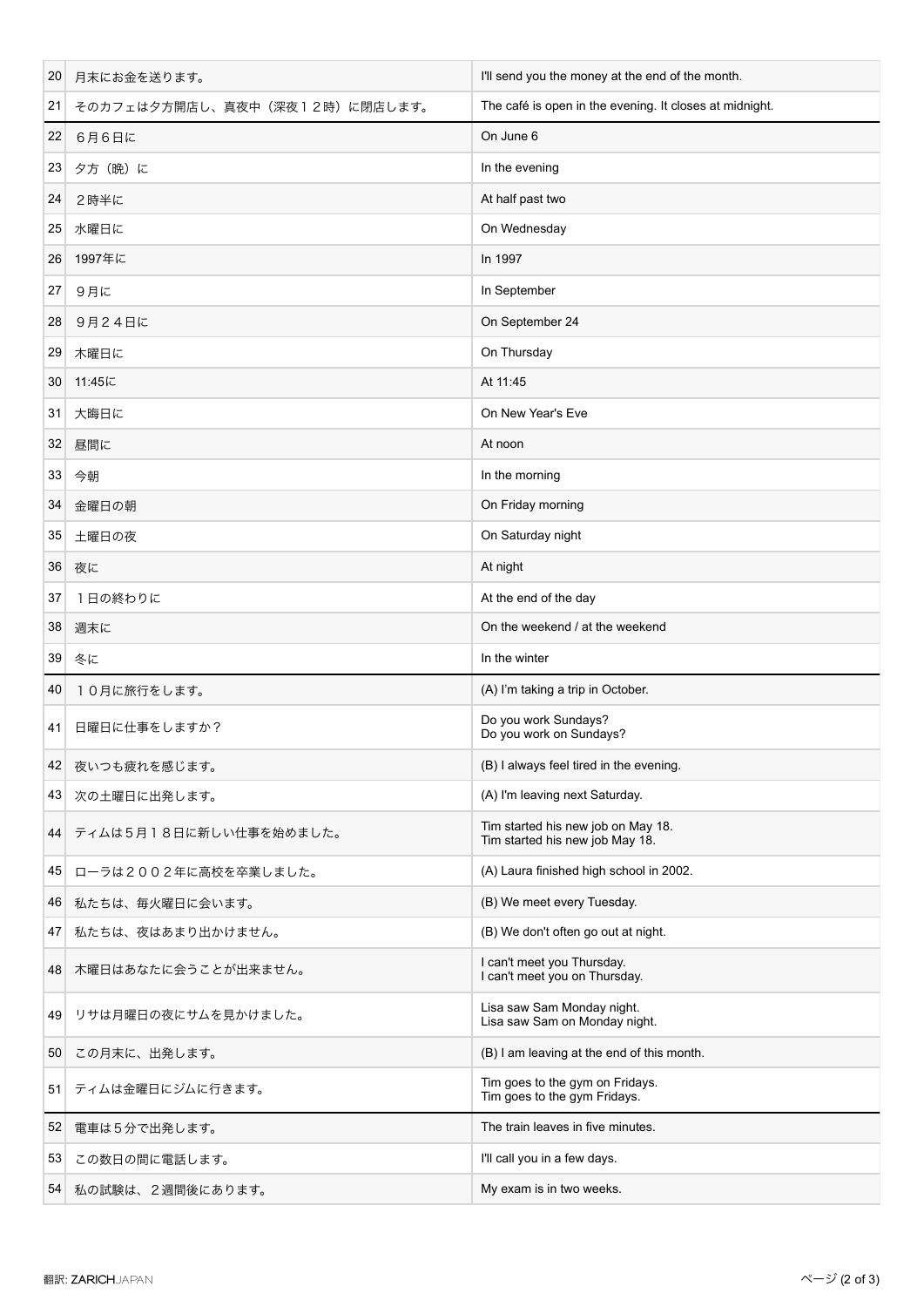| | | |
|---|---|---|
| 20 | 月末にお金を送ります。 | I'll send you the money at the end of the month. |
| 21 | そのカフェは夕方開店し、真夜中（深夜１２時）に閉店します。 | The café is open in the evening. It closes at midnight. |
| 22 | ６月６日に | On June 6 |
| 23 | 夕方（晩）に | In the evening |
| 24 | ２時半に | At half past two |
| 25 | 水曜日に | On Wednesday |
| 26 | 1997年に | In 1997 |
| 27 | ９月に | In September |
| 28 | ９月２４日に | On September 24 |
| 29 | 木曜日に | On Thursday |
| 30 | 11:45に | At 11:45 |
| 31 | 大晦日に | On New Year's Eve |
| 32 | 昼間に | At noon |
| 33 | 今朝 | In the morning |
| 34 | 金曜日の朝 | On Friday morning |
| 35 | 土曜日の夜 | On Saturday night |
| 36 | 夜に | At night |
| 37 | １日の終わりに | At the end of the day |
| 38 | 週末に | On the weekend / at the weekend |
| 39 | 冬に | In the winter |
| 40 | １０月に旅行をします。 | (A) I'm taking a trip in October. |
| 41 | 日曜日に仕事をしますか？ | Do you work Sundays?<br>Do you work on Sundays? |
| 42 | 夜いつも疲れを感じます。 | (B) I always feel tired in the evening. |
| 43 | 次の土曜日に出発します。 | (A) I'm leaving next Saturday. |
| 44 | ティムは５月１８日に新しい仕事を始めました。 | Tim started his new job on May 18.<br>Tim started his new job May 18. |
| 45 | ローラは２００２年に高校を卒業しました。 | (A) Laura finished high school in 2002. |
| 46 | 私たちは、毎火曜日に会います。 | (B) We meet every Tuesday. |
| 47 | 私たちは、夜はあまり出かけません。 | (B) We don't often go out at night. |
| 48 | 木曜日はあなたに会うことが出来ません。 | I can't meet you Thursday.<br>I can't meet you on Thursday. |
| 49 | リサは月曜日の夜にサムを見かけました。 | Lisa saw Sam Monday night.<br>Lisa saw Sam on Monday night. |
| 50 | この月末に、出発します。 | (B) I am leaving at the end of this month. |
| 51 | ティムは金曜日にジムに行きます。 | Tim goes to the gym on Fridays.<br>Tim goes to the gym Fridays. |
| 52 | 電車は５分で出発します。 | The train leaves in five minutes. |
| 53 | この数日の間に電話します。 | I'll call you in a few days. |
| 54 | 私の試験は、２週間後にあります。 | My exam is in two weeks. |

翻訳: ZARICHJAPAN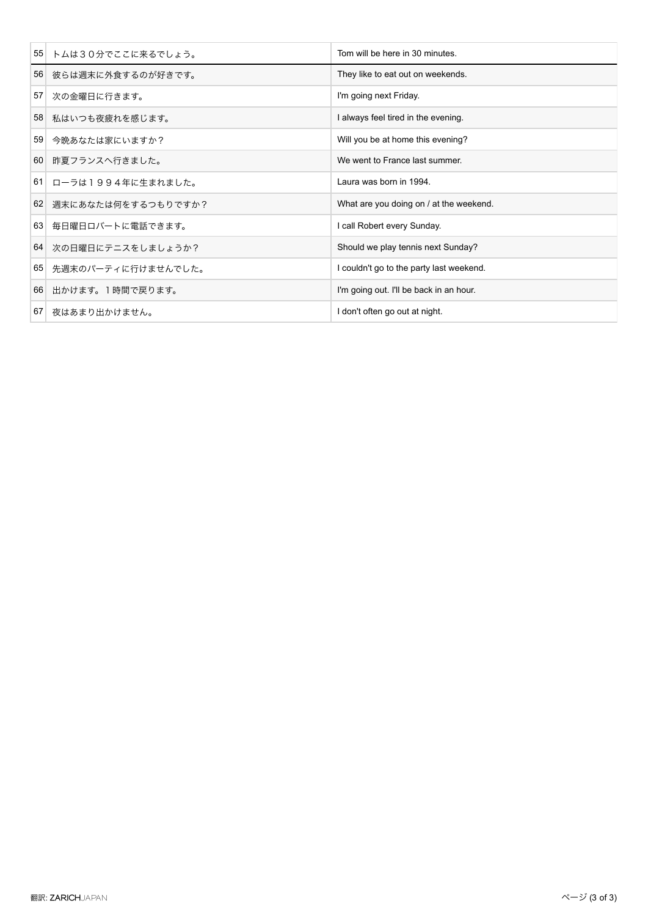| | | |
|---|---|---|
| 55 | トムは３０分でここに来るでしょう。 | Tom will be here in 30 minutes. |
| 56 | 彼らは週末に外食するのが好きです。 | They like to eat out on weekends. |
| 57 | 次の金曜日に行きます。 | I'm going next Friday. |
| 58 | 私はいつも夜疲れを感じます。 | I always feel tired in the evening. |
| 59 | 今晩あなたは家にいますか？ | Will you be at home this evening? |
| 60 | 昨夏フランスへ行きました。 | We went to France last summer. |
| 61 | ローラは１９９４年に生まれました。 | Laura was born in 1994. |
| 62 | 週末にあなたは何をするつもりですか？ | What are you doing on / at the weekend. |
| 63 | 毎日曜日ロバートに電話できます。 | I call Robert every Sunday. |
| 64 | 次の日曜日にテニスをしましょうか？ | Should we play tennis next Sunday? |
| 65 | 先週末のパーティに行けませんでした。 | I couldn't go to the party last weekend. |
| 66 | 出かけます。１時間で戻ります。 | I'm going out. I'll be back in an hour. |
| 67 | 夜はあまり出かけません。 | I don't often go out at night. |

翻訳: ZARICHJAPAN